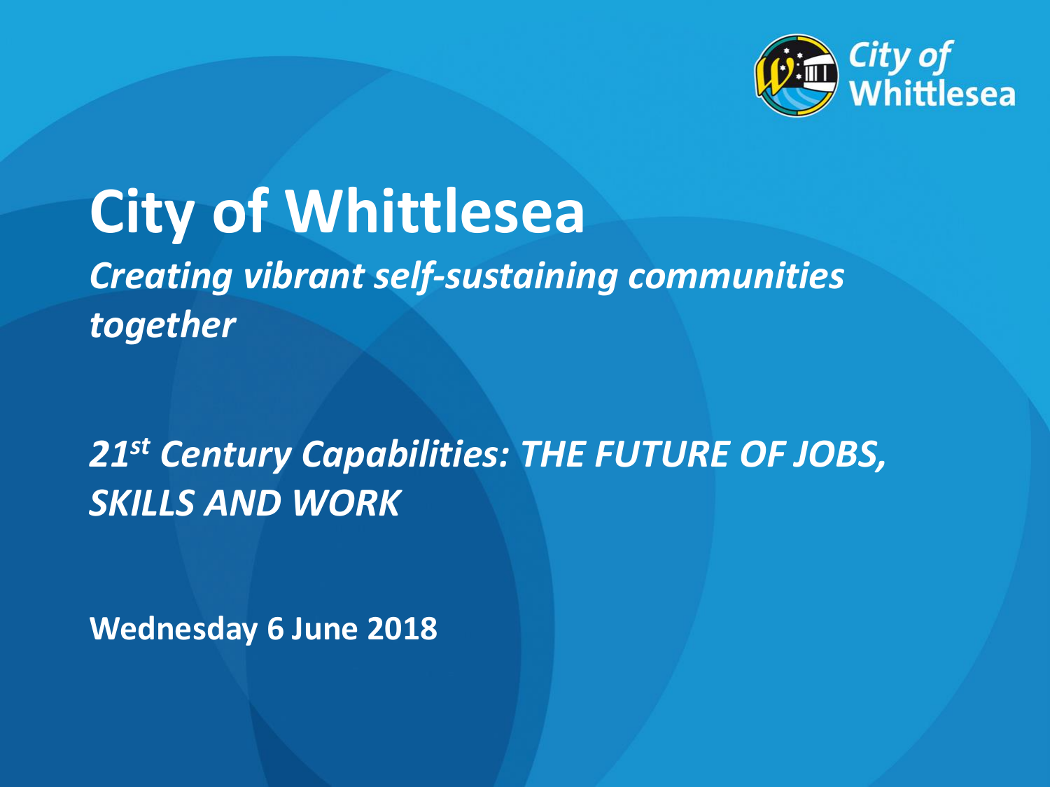# City of Whittlesea

***Creating vibrant self-sustaining communities together***

***21st Century Capabilities: THE FUTURE OF JOBS, SKILLS AND WORK***

**Wednesday 6 June 2018**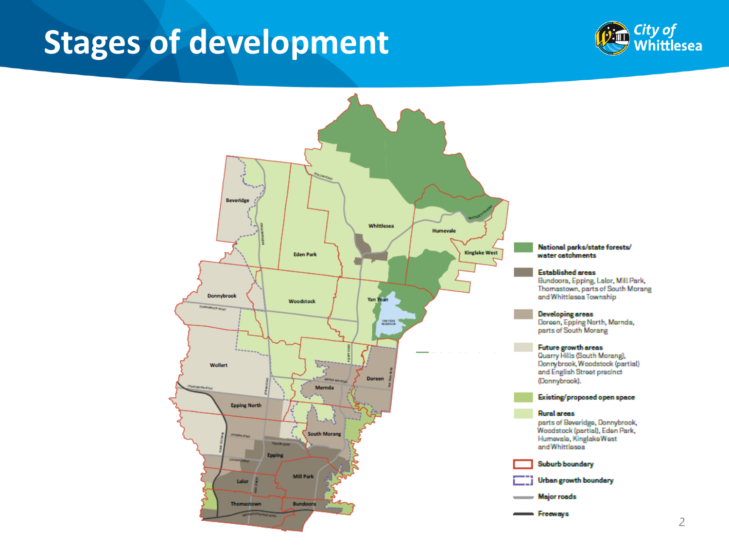# Stages of development

**National parks/state forests/ water catchments**

**Established areas**
Bundoora, Epping, Lalor, Mill Park, Thomastown, parts of South Morang and Whittlesea Township

**Developing areas**
Doreen, Epping North, Mernda, parts of South Morang

**Future growth areas**
Quarry Hills (South Morang), Donnybrook, Woodstock (partial) and English Street precinct (Donnybrook).

**Existing/proposed open space**

**Rural areas**
parts of Beveridge, Donnybrook, Woodstock (partial), Eden Park, Humevale, Kinglake West and Whittlesea

**Suburb boundary**

**Urban growth boundary**

**Major roads**

**Freeways**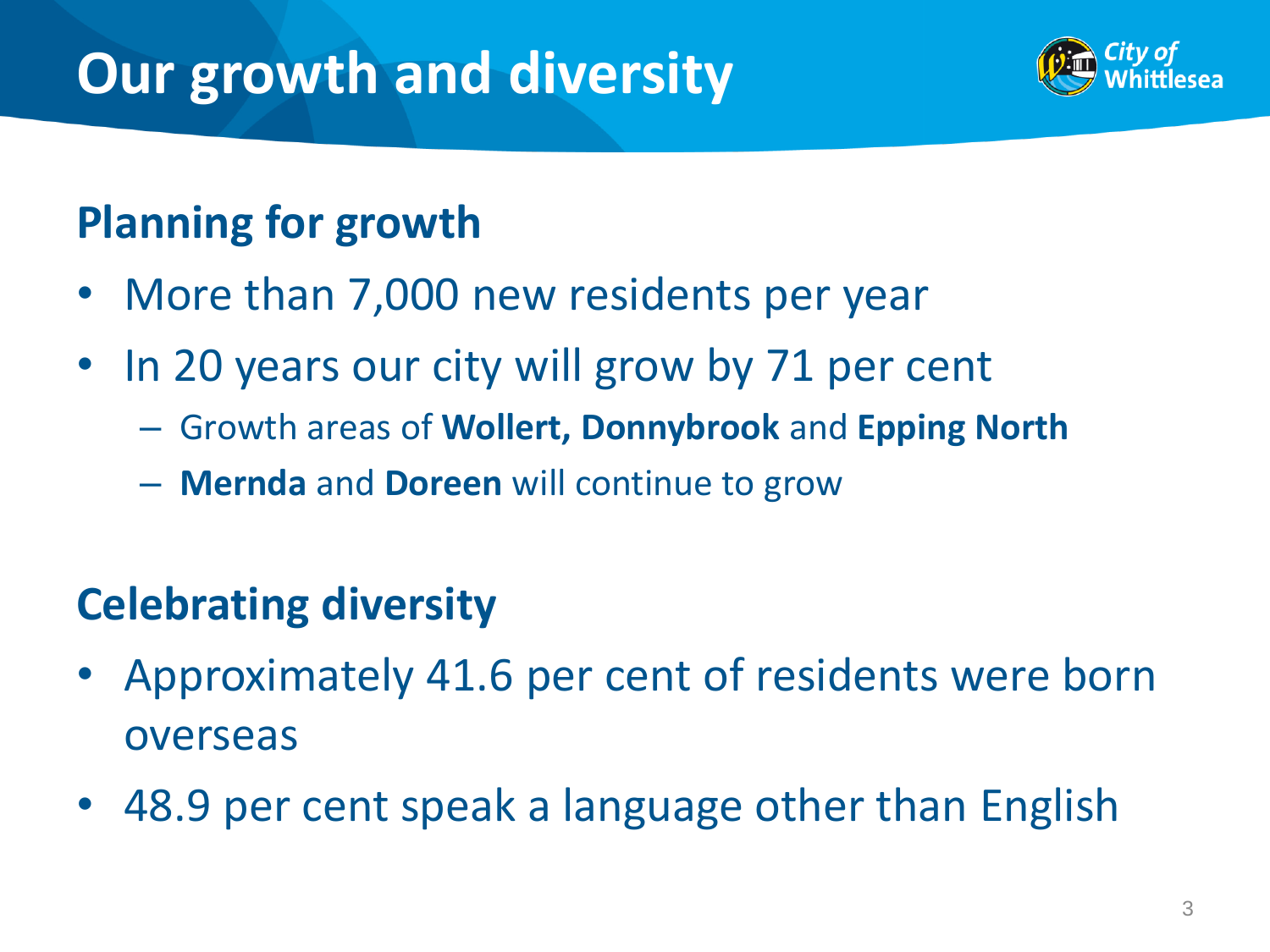# Our growth and diversity

## Planning for growth

- More than 7,000 new residents per year
- In 20 years our city will grow by 71 per cent
  - Growth areas of **Wollert, Donnybrook** and **Epping North**
  - **Mernda** and **Doreen** will continue to grow

## Celebrating diversity

- Approximately 41.6 per cent of residents were born overseas
- 48.9 per cent speak a language other than English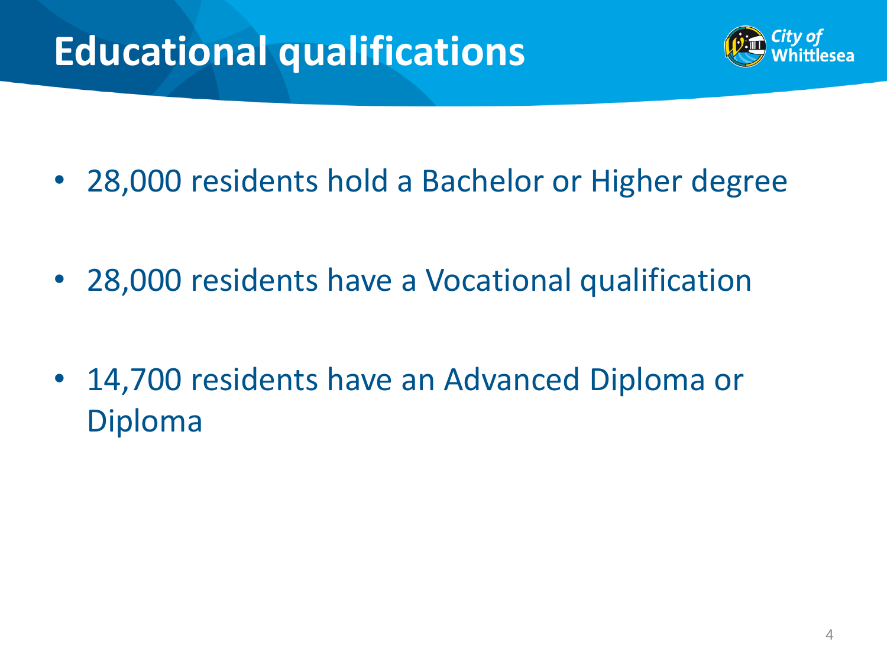# Educational qualifications

- 28,000 residents hold a Bachelor or Higher degree
- 28,000 residents have a Vocational qualification
- 14,700 residents have an Advanced Diploma or Diploma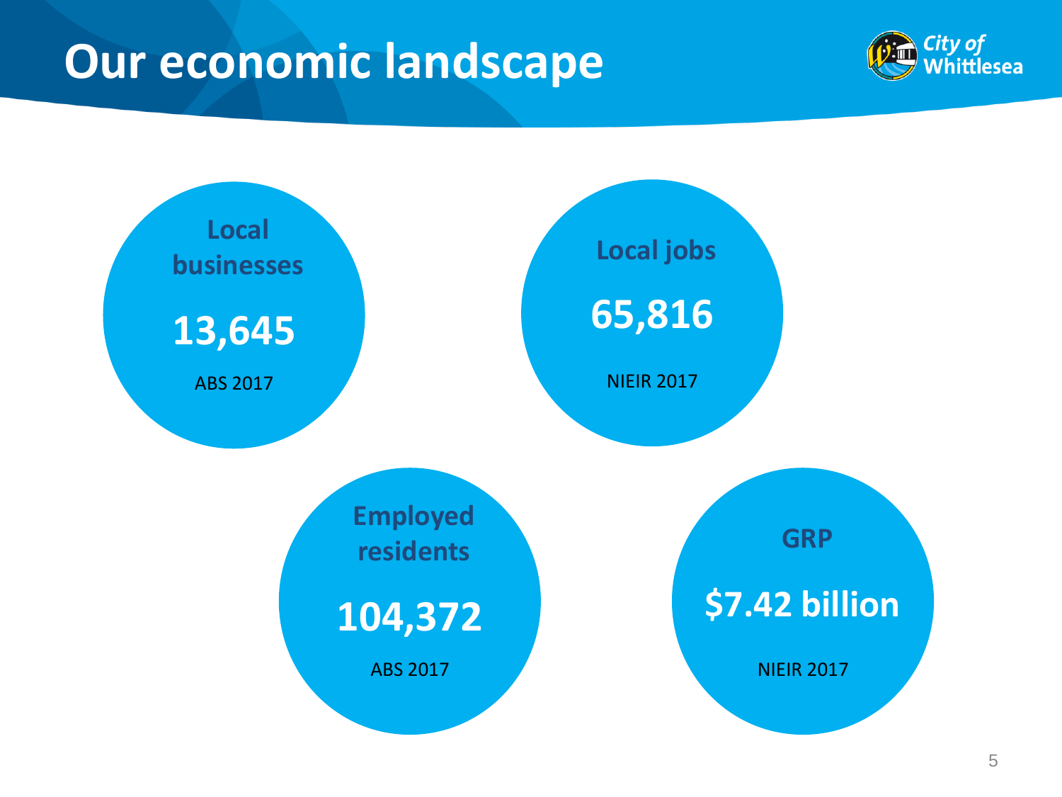# Our economic landscape

**Local businesses**

**13,645**

ABS 2017

**Local jobs**

**65,816**

NIEIR 2017

**Employed residents**

**104,372**

ABS 2017

**GRP**

**$7.42 billion**

NIEIR 2017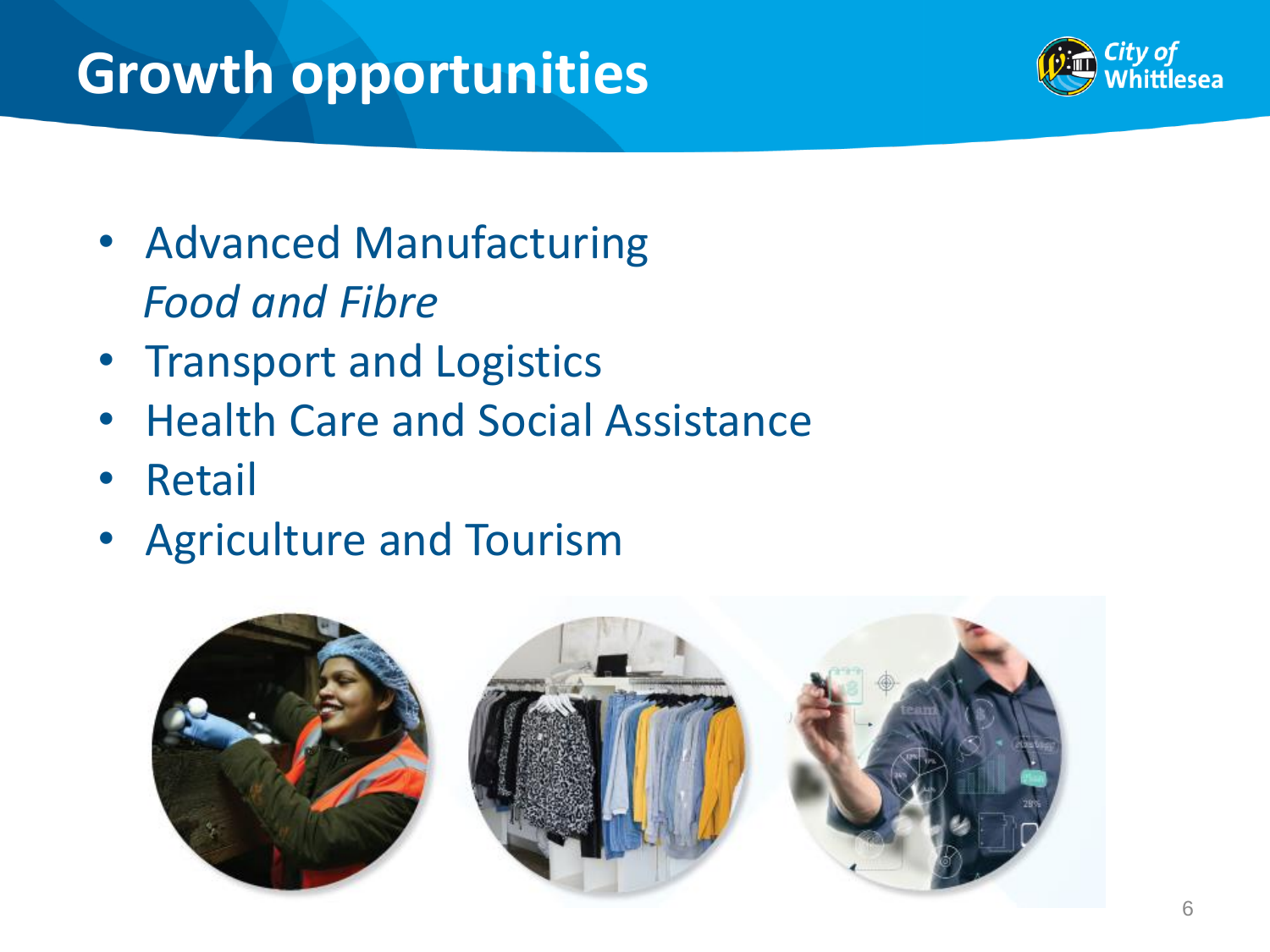# Growth opportunities

- Advanced Manufacturing
  *Food and Fibre*
- Transport and Logistics
- Health Care and Social Assistance
- Retail
- Agriculture and Tourism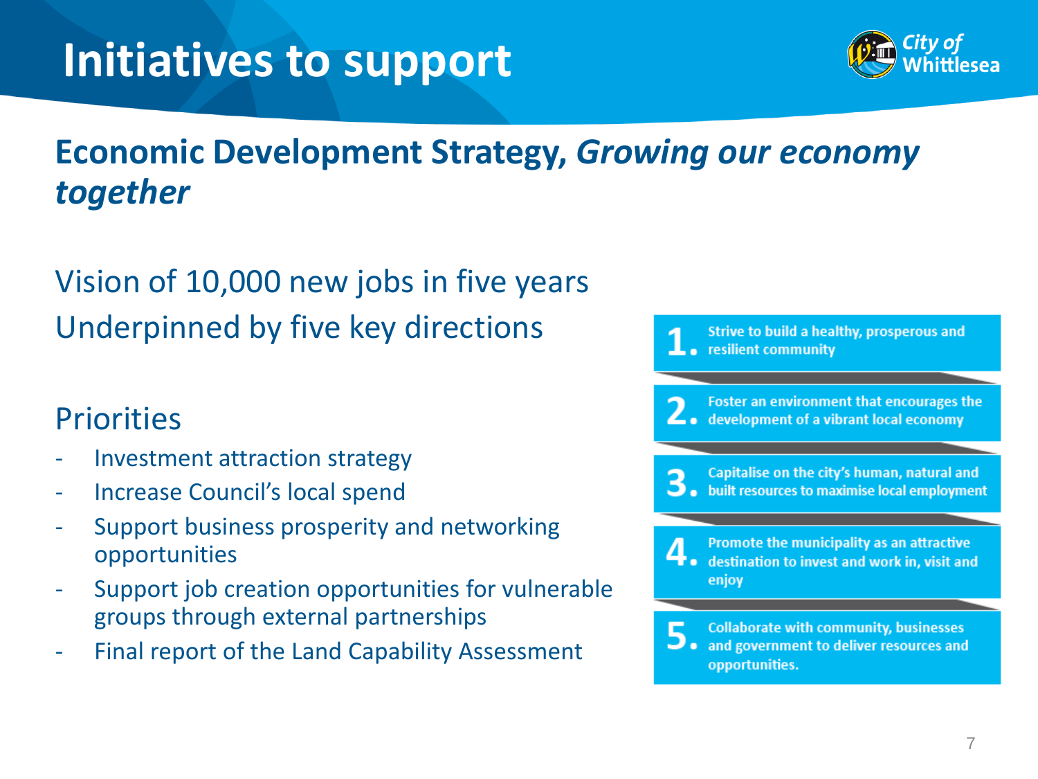# Initiatives to support

## Economic Development Strategy, *Growing our economy together*

Vision of 10,000 new jobs in five years

Underpinned by five key directions

### Priorities

- Investment attraction strategy
- Increase Council's local spend
- Support business prosperity and networking opportunities
- Support job creation opportunities for vulnerable groups through external partnerships
- Final report of the Land Capability Assessment

1. Strive to build a healthy, prosperous and resilient community
2. Foster an environment that encourages the development of a vibrant local economy
3. Capitalise on the city's human, natural and built resources to maximise local employment
4. Promote the municipality as an attractive destination to invest and work in, visit and enjoy
5. Collaborate with community, businesses and government to deliver resources and opportunities.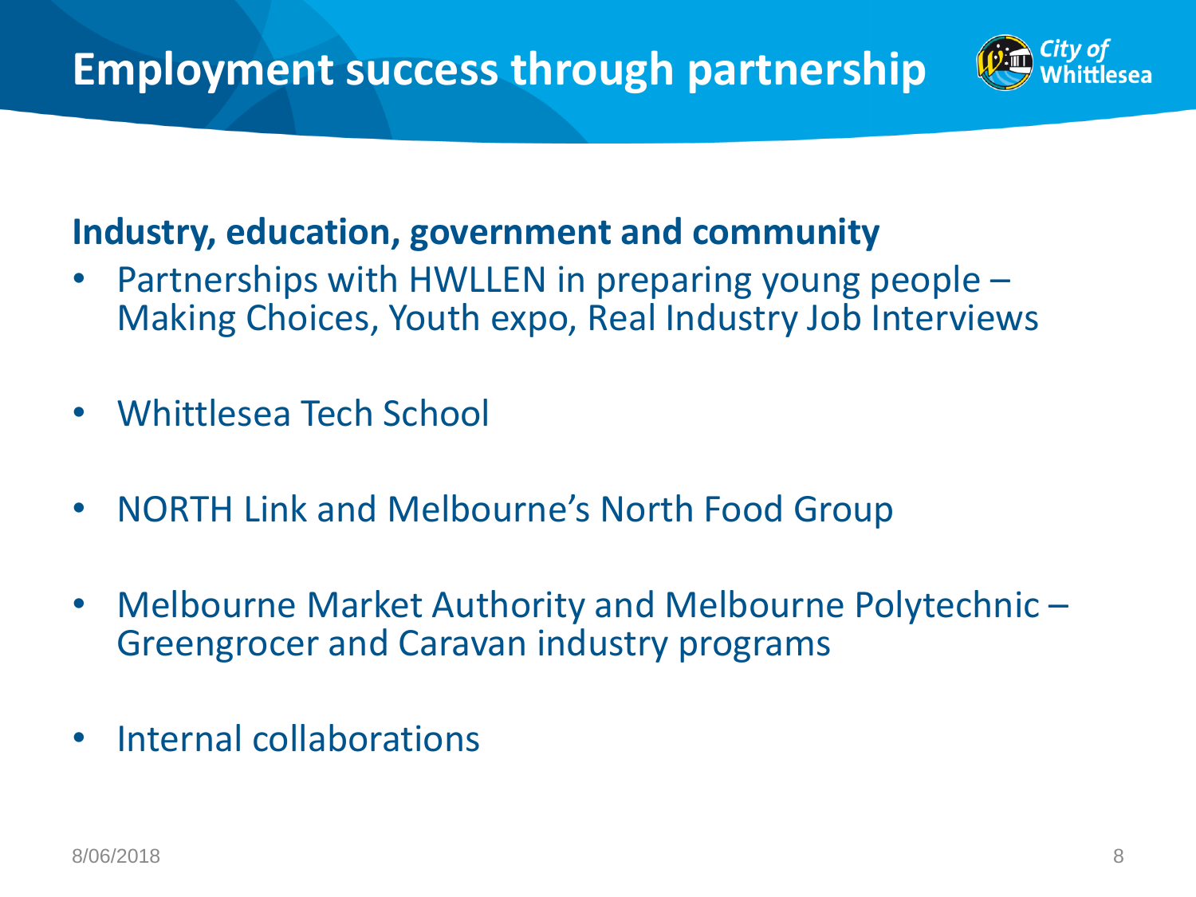# Employment success through partnership

**Industry, education, government and community**

- Partnerships with HWLLEN in preparing young people – Making Choices, Youth expo, Real Industry Job Interviews
- Whittlesea Tech School
- NORTH Link and Melbourne's North Food Group
- Melbourne Market Authority and Melbourne Polytechnic – Greengrocer and Caravan industry programs
- Internal collaborations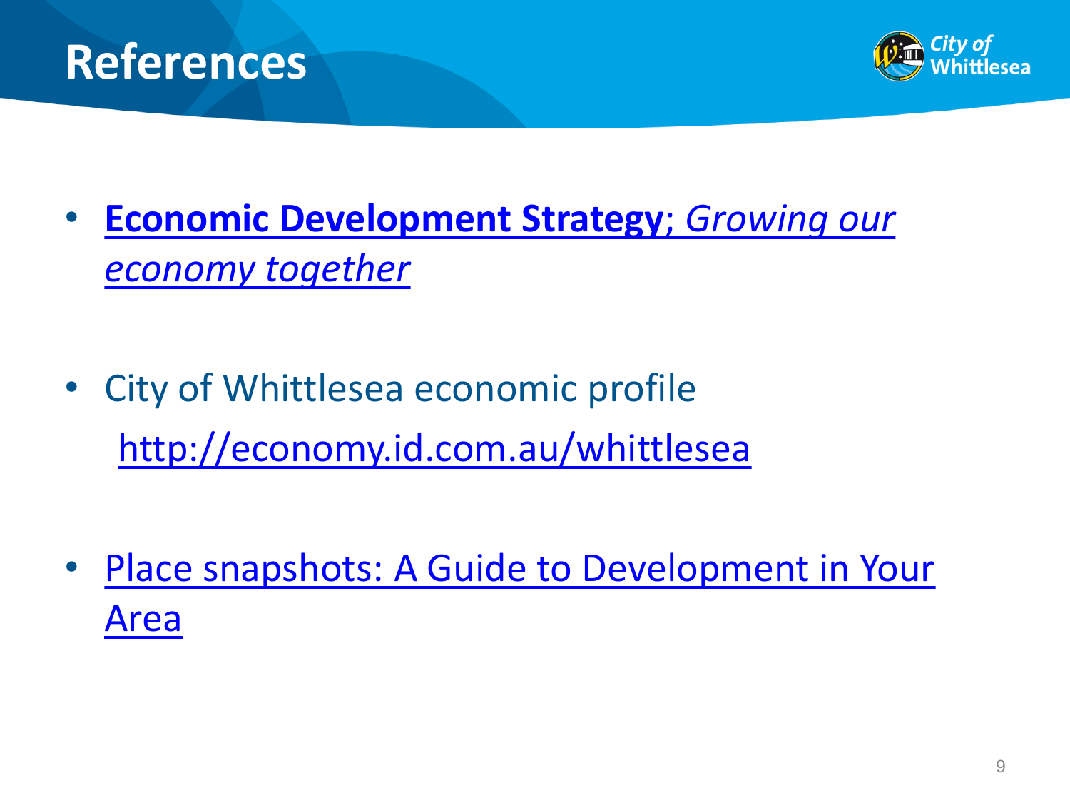# References

- **Economic Development Strategy**; *Growing our economy together*

- City of Whittlesea economic profile
  http://economy.id.com.au/whittlesea

- Place snapshots: A Guide to Development in Your Area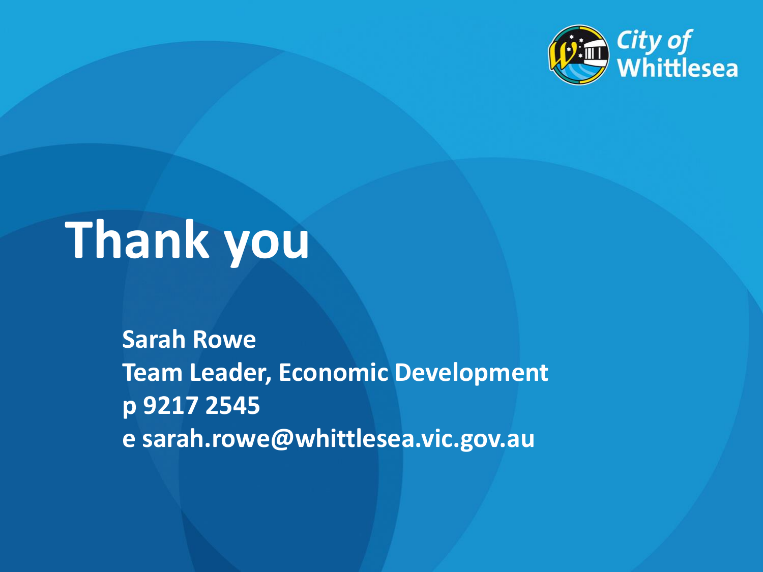City of Whittlesea

# Thank you

**Sarah Rowe**
**Team Leader, Economic Development**
**p 9217 2545**
**e sarah.rowe@whittlesea.vic.gov.au**